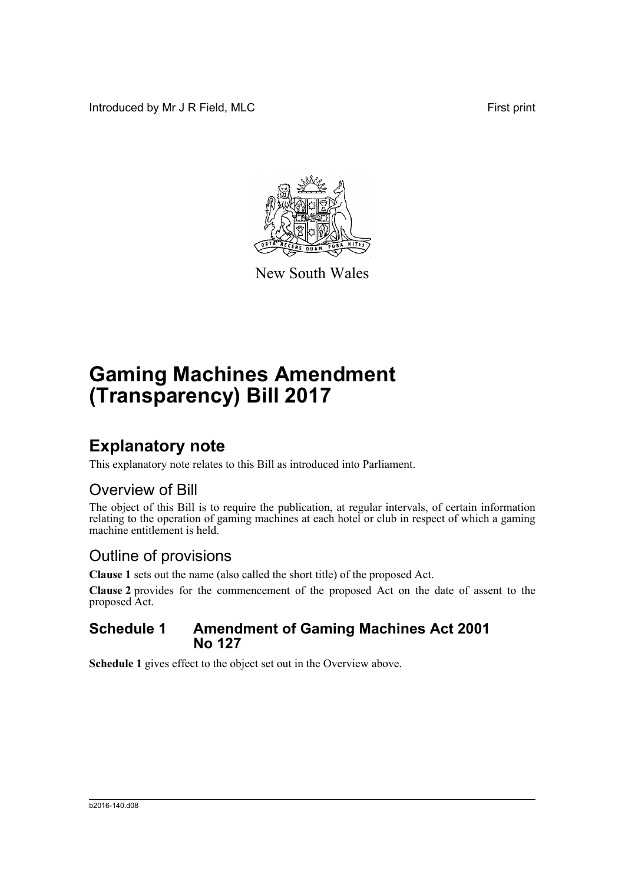Introduced by Mr J R Field, MLC First print

New South Wales

# Gaming Machines Amendment (Transparency) Bill 2017

## Explanatory note

This explanatory note relates to this Bill as introduced into Parliament.

### Overview of Bill

The object of this Bill is to require the publication, at regular intervals, of certain information relating to the operation of gaming machines at each hotel or club in respect of which a gaming machine entitlement is held.

### Outline of provisions

**Clause 1** sets out the name (also called the short title) of the proposed Act.

**Clause 2** provides for the commencement of the proposed Act on the date of assent to the proposed Act.

### Schedule 1 Amendment of Gaming Machines Act 2001 No 127

**Schedule 1** gives effect to the object set out in the Overview above.

b2016-140.d08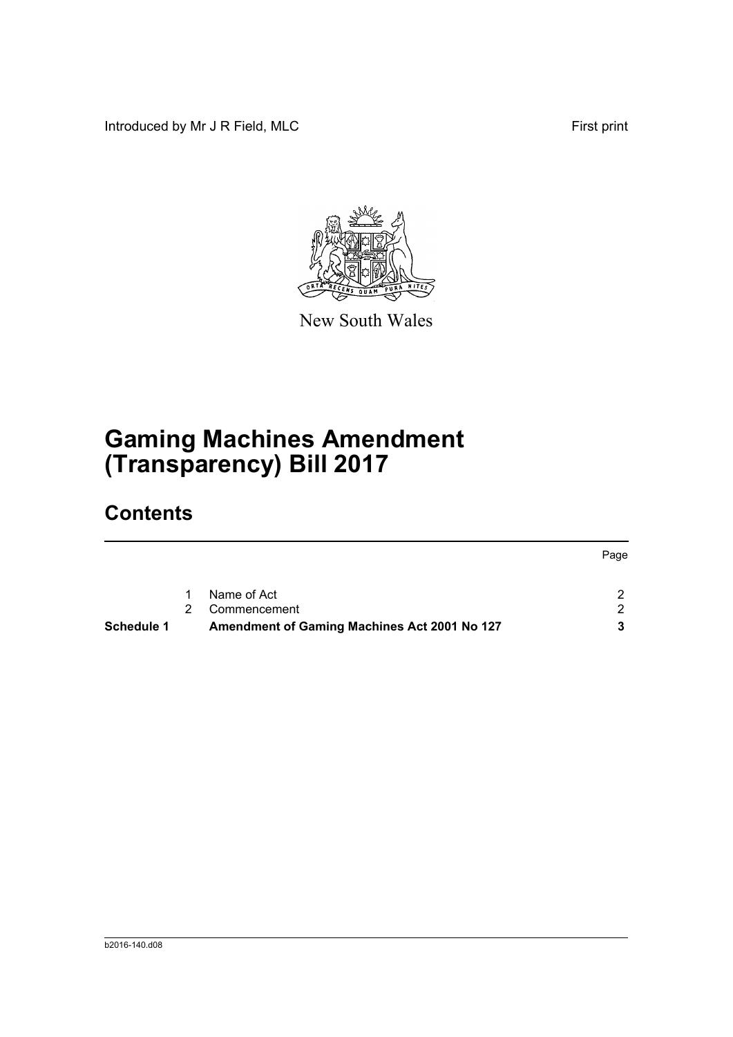Introduced by Mr J R Field, MLC

First print

New South Wales

# Gaming Machines Amendment (Transparency) Bill 2017

## Contents

| | | | Page |
|---|---|---|---|
| | 1 | Name of Act | 2 |
| | 2 | Commencement | 2 |
| **Schedule 1** | | **Amendment of Gaming Machines Act 2001 No 127** | **3** |

b2016-140.d08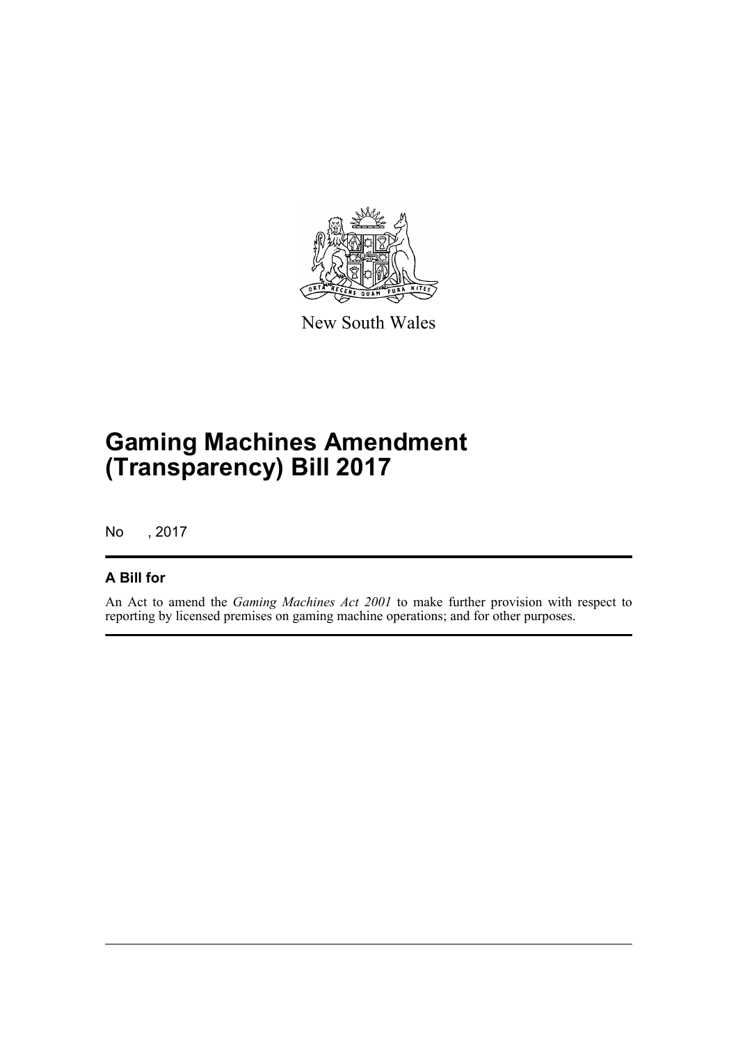New South Wales

# Gaming Machines Amendment (Transparency) Bill 2017

No , 2017

## A Bill for

An Act to amend the *Gaming Machines Act 2001* to make further provision with respect to reporting by licensed premises on gaming machine operations; and for other purposes.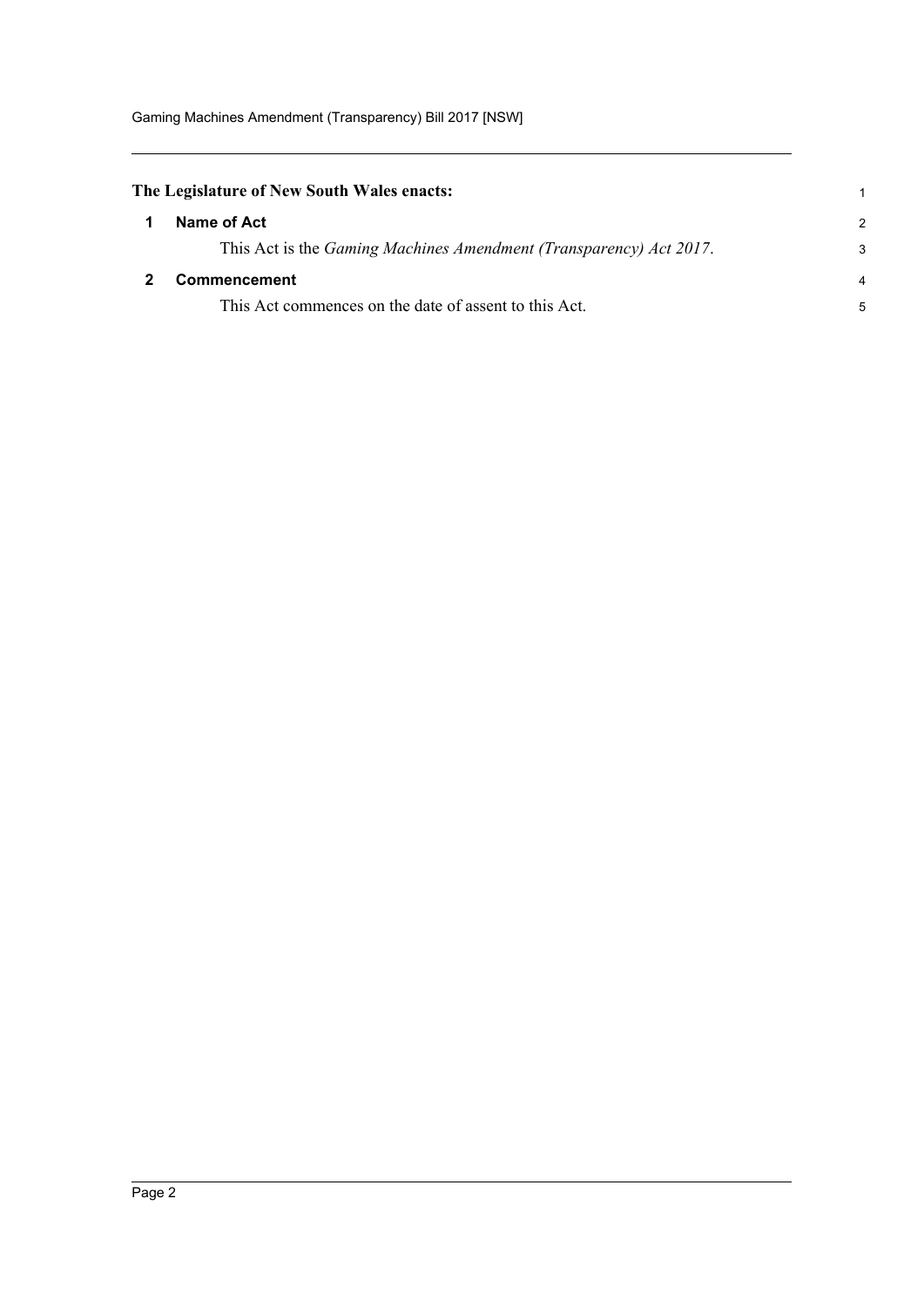**The Legislature of New South Wales enacts:**

## 1 Name of Act

This Act is the *Gaming Machines Amendment (Transparency) Act 2017*.

## 2 Commencement

This Act commences on the date of assent to this Act.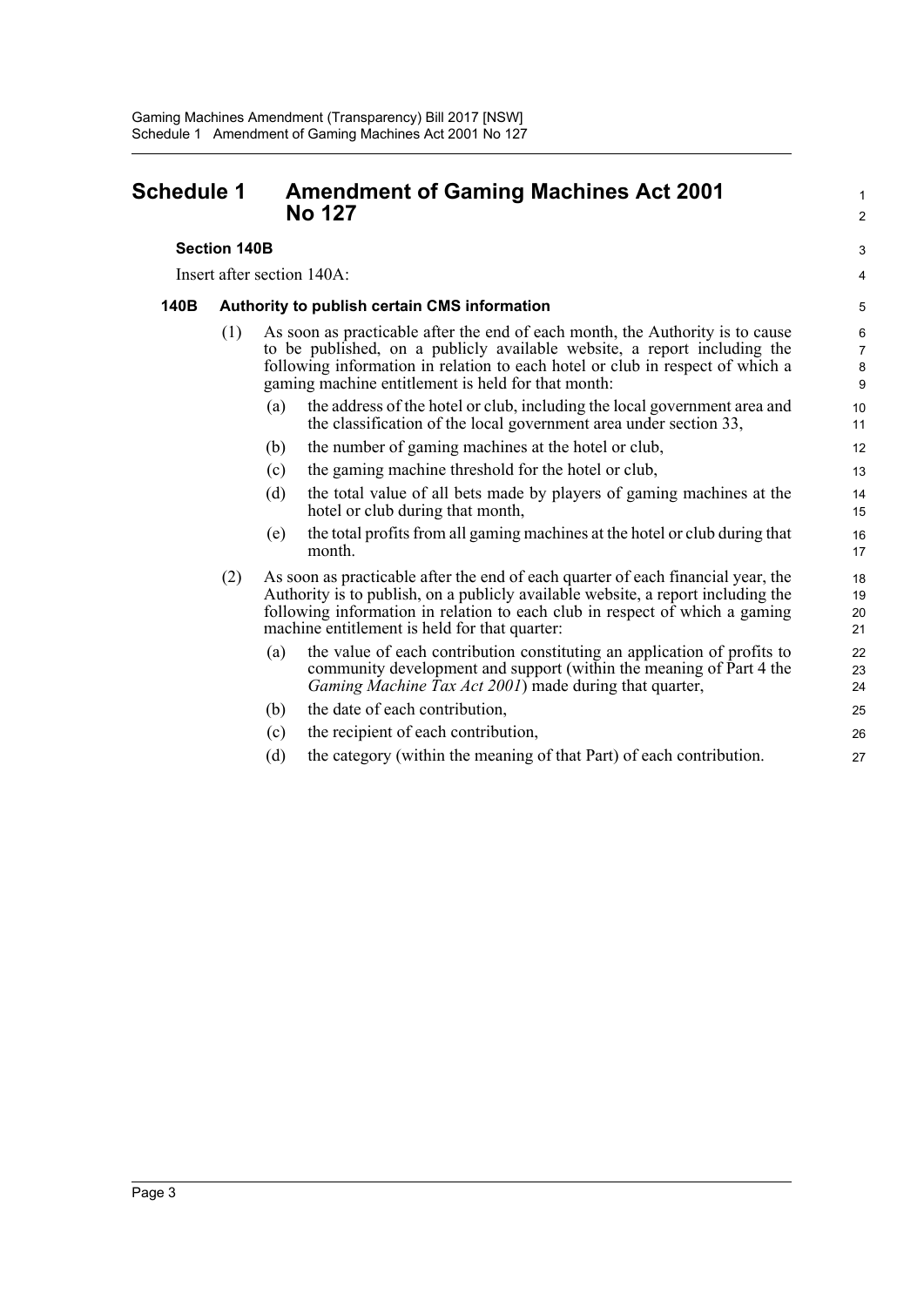# Schedule 1 Amendment of Gaming Machines Act 2001 No 127

**Section 140B**

Insert after section 140A:

**140B Authority to publish certain CMS information**

(1) As soon as practicable after the end of each month, the Authority is to cause to be published, on a publicly available website, a report including the following information in relation to each hotel or club in respect of which a gaming machine entitlement is held for that month:

(a) the address of the hotel or club, including the local government area and the classification of the local government area under section 33,

(b) the number of gaming machines at the hotel or club,

(c) the gaming machine threshold for the hotel or club,

(d) the total value of all bets made by players of gaming machines at the hotel or club during that month,

(e) the total profits from all gaming machines at the hotel or club during that month.

(2) As soon as practicable after the end of each quarter of each financial year, the Authority is to publish, on a publicly available website, a report including the following information in relation to each club in respect of which a gaming machine entitlement is held for that quarter:

(a) the value of each contribution constituting an application of profits to community development and support (within the meaning of Part 4 the *Gaming Machine Tax Act 2001*) made during that quarter,

(b) the date of each contribution,

(c) the recipient of each contribution,

(d) the category (within the meaning of that Part) of each contribution.